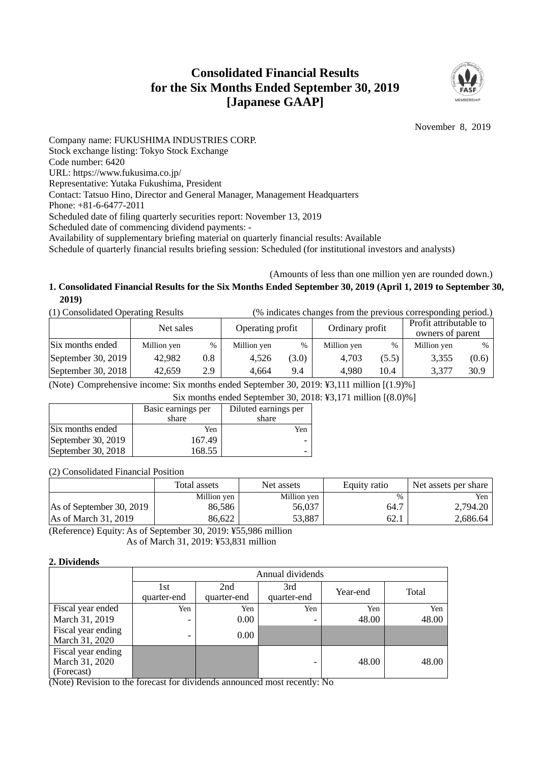# Consolidated Financial Results for the Six Months Ended September 30, 2019 [Japanese GAAP]

November 8, 2019

Company name: FUKUSHIMA INDUSTRIES CORP.
Stock exchange listing: Tokyo Stock Exchange
Code number: 6420
URL: https://www.fukusima.co.jp/
Representative: Yutaka Fukushima, President
Contact: Tatsuo Hino, Director and General Manager, Management Headquarters
Phone: +81-6-6477-2011
Scheduled date of filing quarterly securities report: November 13, 2019
Scheduled date of commencing dividend payments: -
Availability of supplementary briefing material on quarterly financial results: Available
Schedule of quarterly financial results briefing session: Scheduled (for institutional investors and analysts)

(Amounts of less than one million yen are rounded down.)

## 1. Consolidated Financial Results for the Six Months Ended September 30, 2019 (April 1, 2019 to September 30, 2019)

(1) Consolidated Operating Results (% indicates changes from the previous corresponding period.)

| | Net sales | | Operating profit | | Ordinary profit | | Profit attributable to owners of parent | |
|---|---|---|---|---|---|---|---|---|
| Six months ended | Million yen | % | Million yen | % | Million yen | % | Million yen | % |
| September 30, 2019 | 42,982 | 0.8 | 4,526 | (3.0) | 4,703 | (5.5) | 3,355 | (0.6) |
| September 30, 2018 | 42,659 | 2.9 | 4,664 | 9.4 | 4,980 | 10.4 | 3,377 | 30.9 |

(Note) Comprehensive income: Six months ended September 30, 2019: ¥3,111 million [(1.9)%]
Six months ended September 30, 2018: ¥3,171 million [(8.0)%]

| | Basic earnings per share | Diluted earnings per share |
|---|---|---|
| Six months ended | Yen | Yen |
| September 30, 2019 | 167.49 | - |
| September 30, 2018 | 168.55 | - |

(2) Consolidated Financial Position

| | Total assets | Net assets | Equity ratio | Net assets per share |
|---|---|---|---|---|
| | Million yen | Million yen | % | Yen |
| As of September 30, 2019 | 86,586 | 56,037 | 64.7 | 2,794.20 |
| As of March 31, 2019 | 86,622 | 53,887 | 62.1 | 2,686.64 |

(Reference) Equity: As of September 30, 2019: ¥55,986 million
As of March 31, 2019: ¥53,831 million

## 2. Dividends

| | Annual dividends | | | | |
|---|---|---|---|---|---|
| | 1st quarter-end | 2nd quarter-end | 3rd quarter-end | Year-end | Total |
| | Yen | Yen | Yen | Yen | Yen |
| Fiscal year ended March 31, 2019 | - | 0.00 | - | 48.00 | 48.00 |
| Fiscal year ending March 31, 2020 | - | 0.00 | | | |
| Fiscal year ending March 31, 2020 (Forecast) | | | - | 48.00 | 48.00 |

(Note) Revision to the forecast for dividends announced most recently: No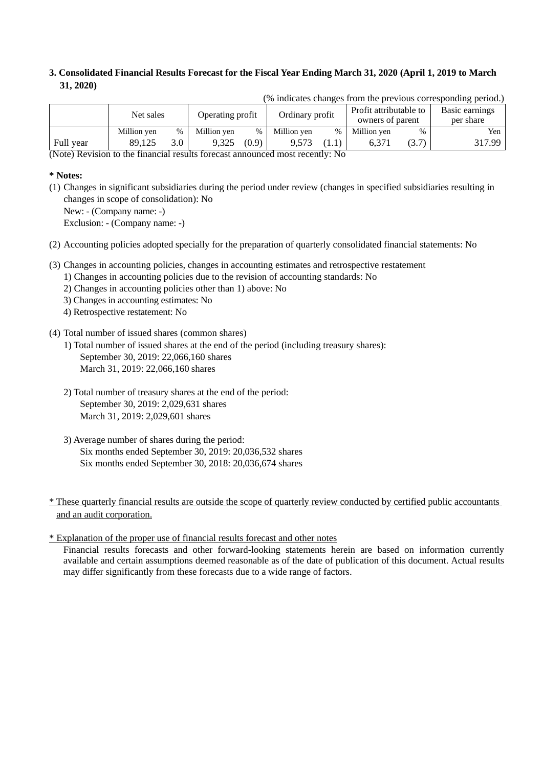### 3. Consolidated Financial Results Forecast for the Fiscal Year Ending March 31, 2020 (April 1, 2019 to March 31, 2020)

(% indicates changes from the previous corresponding period.)

| | Net sales | | Operating profit | | Ordinary profit | | Profit attributable to owners of parent | | Basic earnings per share |
|---|---|---|---|---|---|---|---|---|---|
| | Million yen | % | Million yen | % | Million yen | % | Million yen | % | Yen |
| Full year | 89,125 | 3.0 | 9,325 | (0.9) | 9,573 | (1.1) | 6,371 | (3.7) | 317.99 |

(Note) Revision to the financial results forecast announced most recently: No

**\* Notes:**

(1) Changes in significant subsidiaries during the period under review (changes in specified subsidiaries resulting in changes in scope of consolidation): No
New: - (Company name: -)
Exclusion: - (Company name: -)

(2) Accounting policies adopted specially for the preparation of quarterly consolidated financial statements: No

(3) Changes in accounting policies, changes in accounting estimates and retrospective restatement
1) Changes in accounting policies due to the revision of accounting standards: No
2) Changes in accounting policies other than 1) above: No
3) Changes in accounting estimates: No
4) Retrospective restatement: No

(4) Total number of issued shares (common shares)
1) Total number of issued shares at the end of the period (including treasury shares):
September 30, 2019: 22,066,160 shares
March 31, 2019: 22,066,160 shares

2) Total number of treasury shares at the end of the period:
September 30, 2019: 2,029,631 shares
March 31, 2019: 2,029,601 shares

3) Average number of shares during the period:
Six months ended September 30, 2019: 20,036,532 shares
Six months ended September 30, 2018: 20,036,674 shares

\* These quarterly financial results are outside the scope of quarterly review conducted by certified public accountants and an audit corporation.

\* Explanation of the proper use of financial results forecast and other notes
Financial results forecasts and other forward-looking statements herein are based on information currently available and certain assumptions deemed reasonable as of the date of publication of this document. Actual results may differ significantly from these forecasts due to a wide range of factors.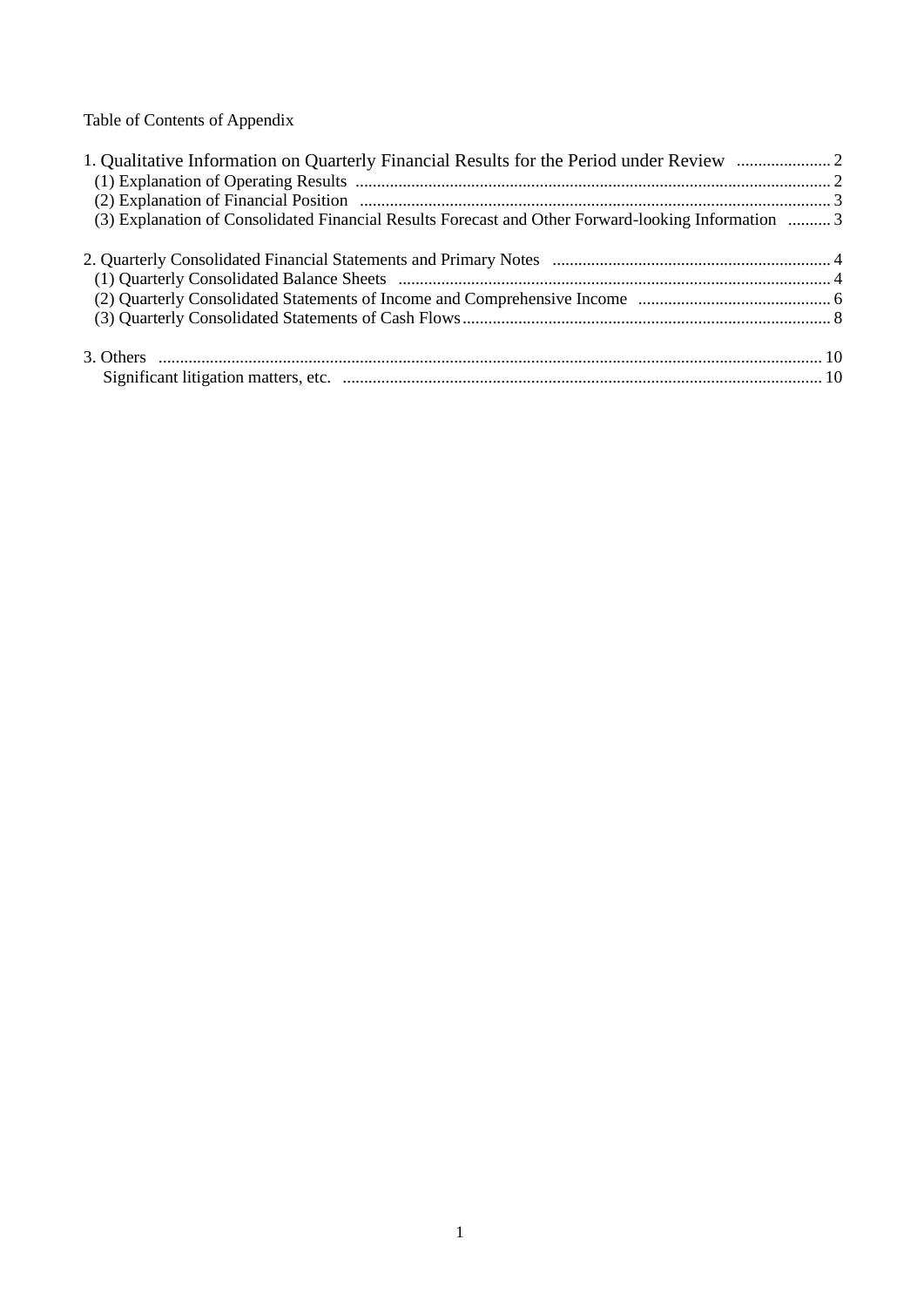Table of Contents of Appendix

1. Qualitative Information on Quarterly Financial Results for the Period under Review ...................... 2
   (1) Explanation of Operating Results ............................................................................................................... 2
   (2) Explanation of Financial Position ............................................................................................................... 3
   (3) Explanation of Consolidated Financial Results Forecast and Other Forward-looking Information .......... 3

2. Quarterly Consolidated Financial Statements and Primary Notes ................................................................. 4
   (1) Quarterly Consolidated Balance Sheets .................................................................................................... 4
   (2) Quarterly Consolidated Statements of Income and Comprehensive Income ............................................. 6
   (3) Quarterly Consolidated Statements of Cash Flows...................................................................................... 8

3. Others ......................................................................................................................................................... 10
   Significant litigation matters, etc. ............................................................................................................... 10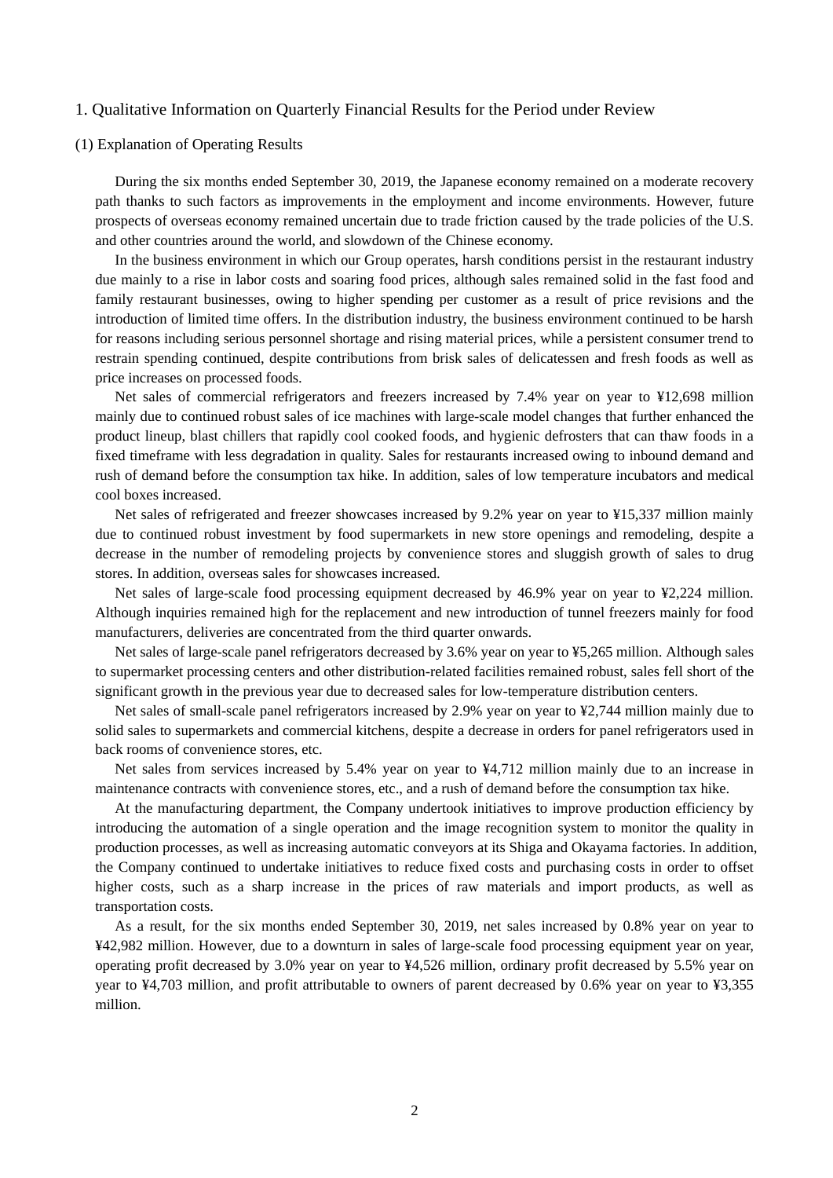# 1. Qualitative Information on Quarterly Financial Results for the Period under Review

## (1) Explanation of Operating Results

During the six months ended September 30, 2019, the Japanese economy remained on a moderate recovery path thanks to such factors as improvements in the employment and income environments. However, future prospects of overseas economy remained uncertain due to trade friction caused by the trade policies of the U.S. and other countries around the world, and slowdown of the Chinese economy.

In the business environment in which our Group operates, harsh conditions persist in the restaurant industry due mainly to a rise in labor costs and soaring food prices, although sales remained solid in the fast food and family restaurant businesses, owing to higher spending per customer as a result of price revisions and the introduction of limited time offers. In the distribution industry, the business environment continued to be harsh for reasons including serious personnel shortage and rising material prices, while a persistent consumer trend to restrain spending continued, despite contributions from brisk sales of delicatessen and fresh foods as well as price increases on processed foods.

Net sales of commercial refrigerators and freezers increased by 7.4% year on year to ¥12,698 million mainly due to continued robust sales of ice machines with large-scale model changes that further enhanced the product lineup, blast chillers that rapidly cool cooked foods, and hygienic defrosters that can thaw foods in a fixed timeframe with less degradation in quality. Sales for restaurants increased owing to inbound demand and rush of demand before the consumption tax hike. In addition, sales of low temperature incubators and medical cool boxes increased.

Net sales of refrigerated and freezer showcases increased by 9.2% year on year to ¥15,337 million mainly due to continued robust investment by food supermarkets in new store openings and remodeling, despite a decrease in the number of remodeling projects by convenience stores and sluggish growth of sales to drug stores. In addition, overseas sales for showcases increased.

Net sales of large-scale food processing equipment decreased by 46.9% year on year to ¥2,224 million. Although inquiries remained high for the replacement and new introduction of tunnel freezers mainly for food manufacturers, deliveries are concentrated from the third quarter onwards.

Net sales of large-scale panel refrigerators decreased by 3.6% year on year to ¥5,265 million. Although sales to supermarket processing centers and other distribution-related facilities remained robust, sales fell short of the significant growth in the previous year due to decreased sales for low-temperature distribution centers.

Net sales of small-scale panel refrigerators increased by 2.9% year on year to ¥2,744 million mainly due to solid sales to supermarkets and commercial kitchens, despite a decrease in orders for panel refrigerators used in back rooms of convenience stores, etc.

Net sales from services increased by 5.4% year on year to ¥4,712 million mainly due to an increase in maintenance contracts with convenience stores, etc., and a rush of demand before the consumption tax hike.

At the manufacturing department, the Company undertook initiatives to improve production efficiency by introducing the automation of a single operation and the image recognition system to monitor the quality in production processes, as well as increasing automatic conveyors at its Shiga and Okayama factories. In addition, the Company continued to undertake initiatives to reduce fixed costs and purchasing costs in order to offset higher costs, such as a sharp increase in the prices of raw materials and import products, as well as transportation costs.

As a result, for the six months ended September 30, 2019, net sales increased by 0.8% year on year to ¥42,982 million. However, due to a downturn in sales of large-scale food processing equipment year on year, operating profit decreased by 3.0% year on year to ¥4,526 million, ordinary profit decreased by 5.5% year on year to ¥4,703 million, and profit attributable to owners of parent decreased by 0.6% year on year to ¥3,355 million.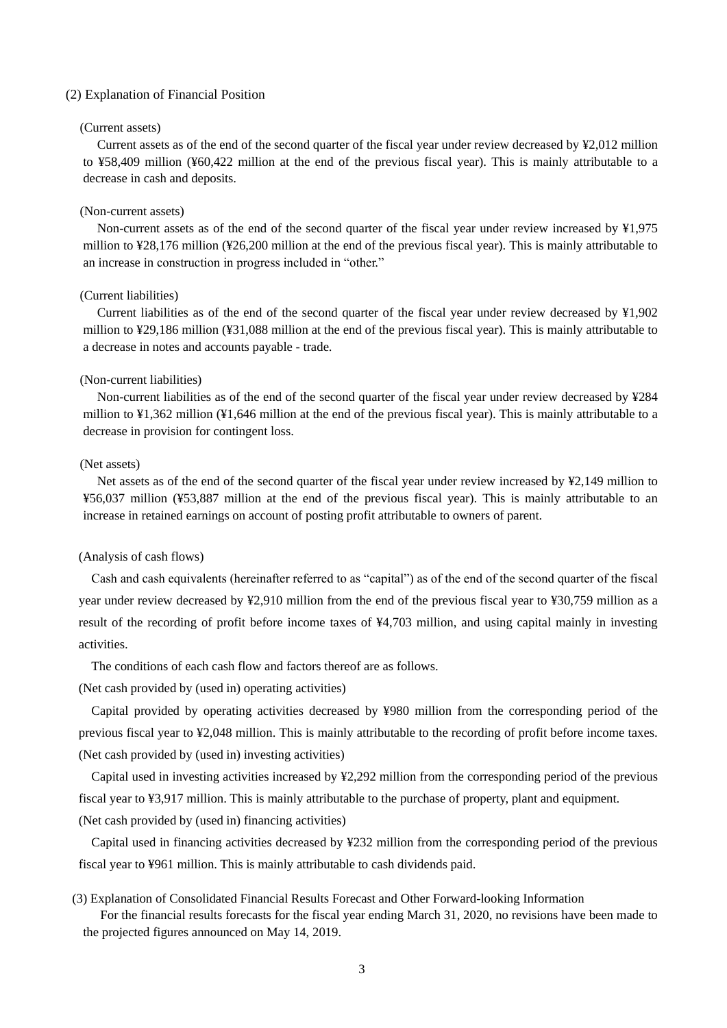## (2) Explanation of Financial Position

(Current assets)

Current assets as of the end of the second quarter of the fiscal year under review decreased by ¥2,012 million to ¥58,409 million (¥60,422 million at the end of the previous fiscal year). This is mainly attributable to a decrease in cash and deposits.

(Non-current assets)

Non-current assets as of the end of the second quarter of the fiscal year under review increased by ¥1,975 million to ¥28,176 million (¥26,200 million at the end of the previous fiscal year). This is mainly attributable to an increase in construction in progress included in "other."

(Current liabilities)

Current liabilities as of the end of the second quarter of the fiscal year under review decreased by ¥1,902 million to ¥29,186 million (¥31,088 million at the end of the previous fiscal year). This is mainly attributable to a decrease in notes and accounts payable - trade.

(Non-current liabilities)

Non-current liabilities as of the end of the second quarter of the fiscal year under review decreased by ¥284 million to ¥1,362 million (¥1,646 million at the end of the previous fiscal year). This is mainly attributable to a decrease in provision for contingent loss.

(Net assets)

Net assets as of the end of the second quarter of the fiscal year under review increased by ¥2,149 million to ¥56,037 million (¥53,887 million at the end of the previous fiscal year). This is mainly attributable to an increase in retained earnings on account of posting profit attributable to owners of parent.

(Analysis of cash flows)

Cash and cash equivalents (hereinafter referred to as "capital") as of the end of the second quarter of the fiscal year under review decreased by ¥2,910 million from the end of the previous fiscal year to ¥30,759 million as a result of the recording of profit before income taxes of ¥4,703 million, and using capital mainly in investing activities.

The conditions of each cash flow and factors thereof are as follows.

(Net cash provided by (used in) operating activities)

Capital provided by operating activities decreased by ¥980 million from the corresponding period of the previous fiscal year to ¥2,048 million. This is mainly attributable to the recording of profit before income taxes.

(Net cash provided by (used in) investing activities)

Capital used in investing activities increased by ¥2,292 million from the corresponding period of the previous fiscal year to ¥3,917 million. This is mainly attributable to the purchase of property, plant and equipment.

(Net cash provided by (used in) financing activities)

Capital used in financing activities decreased by ¥232 million from the corresponding period of the previous fiscal year to ¥961 million. This is mainly attributable to cash dividends paid.

## (3) Explanation of Consolidated Financial Results Forecast and Other Forward-looking Information

For the financial results forecasts for the fiscal year ending March 31, 2020, no revisions have been made to the projected figures announced on May 14, 2019.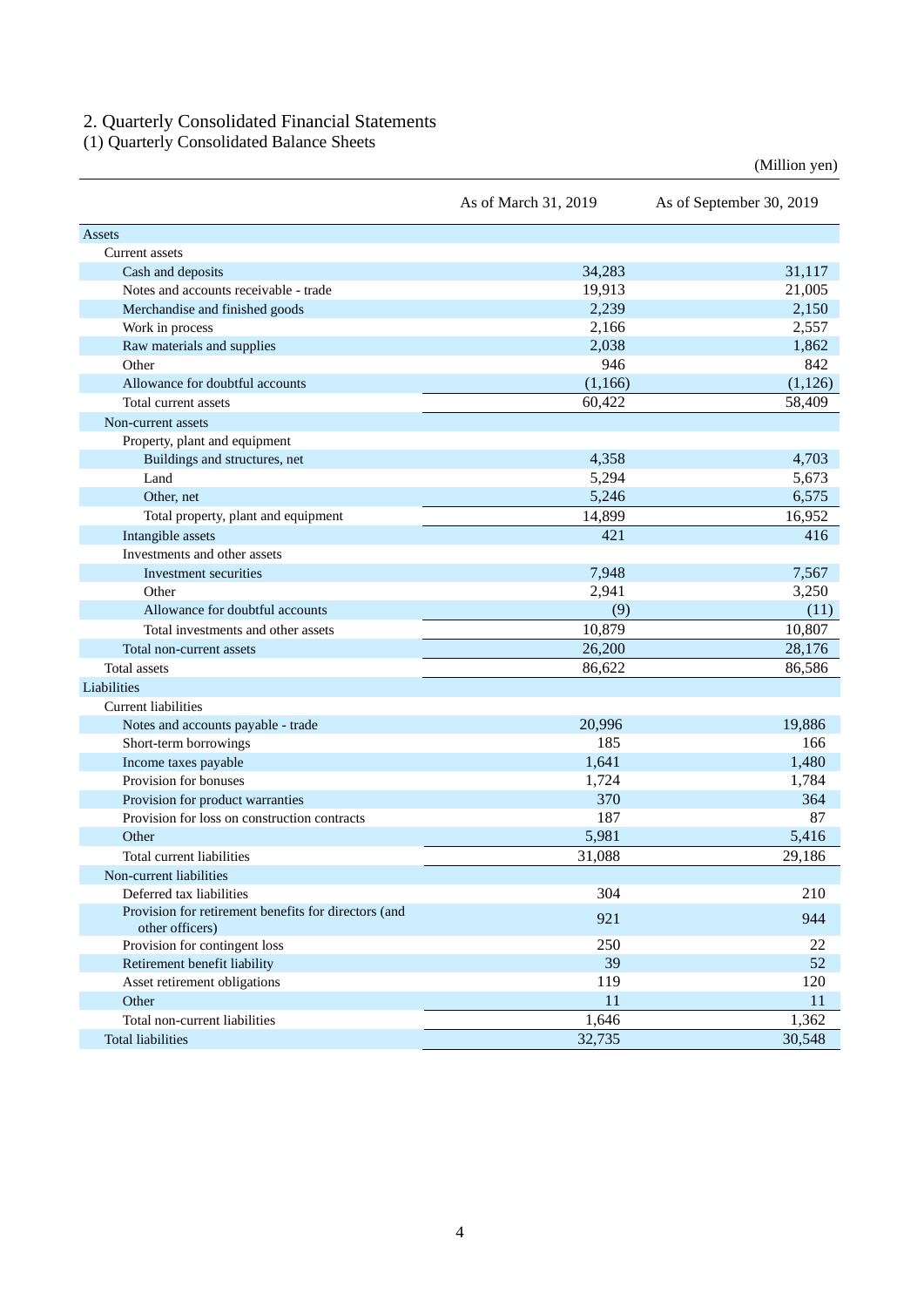## 2. Quarterly Consolidated Financial Statements

### (1) Quarterly Consolidated Balance Sheets

(Million yen)

| | As of March 31, 2019 | As of September 30, 2019 |
|---|---|---|
| Assets | | |
| Current assets | | |
| Cash and deposits | 34,283 | 31,117 |
| Notes and accounts receivable - trade | 19,913 | 21,005 |
| Merchandise and finished goods | 2,239 | 2,150 |
| Work in process | 2,166 | 2,557 |
| Raw materials and supplies | 2,038 | 1,862 |
| Other | 946 | 842 |
| Allowance for doubtful accounts | (1,166) | (1,126) |
| Total current assets | 60,422 | 58,409 |
| Non-current assets | | |
| Property, plant and equipment | | |
| Buildings and structures, net | 4,358 | 4,703 |
| Land | 5,294 | 5,673 |
| Other, net | 5,246 | 6,575 |
| Total property, plant and equipment | 14,899 | 16,952 |
| Intangible assets | 421 | 416 |
| Investments and other assets | | |
| Investment securities | 7,948 | 7,567 |
| Other | 2,941 | 3,250 |
| Allowance for doubtful accounts | (9) | (11) |
| Total investments and other assets | 10,879 | 10,807 |
| Total non-current assets | 26,200 | 28,176 |
| Total assets | 86,622 | 86,586 |
| Liabilities | | |
| Current liabilities | | |
| Notes and accounts payable - trade | 20,996 | 19,886 |
| Short-term borrowings | 185 | 166 |
| Income taxes payable | 1,641 | 1,480 |
| Provision for bonuses | 1,724 | 1,784 |
| Provision for product warranties | 370 | 364 |
| Provision for loss on construction contracts | 187 | 87 |
| Other | 5,981 | 5,416 |
| Total current liabilities | 31,088 | 29,186 |
| Non-current liabilities | | |
| Deferred tax liabilities | 304 | 210 |
| Provision for retirement benefits for directors (and other officers) | 921 | 944 |
| Provision for contingent loss | 250 | 22 |
| Retirement benefit liability | 39 | 52 |
| Asset retirement obligations | 119 | 120 |
| Other | 11 | 11 |
| Total non-current liabilities | 1,646 | 1,362 |
| Total liabilities | 32,735 | 30,548 |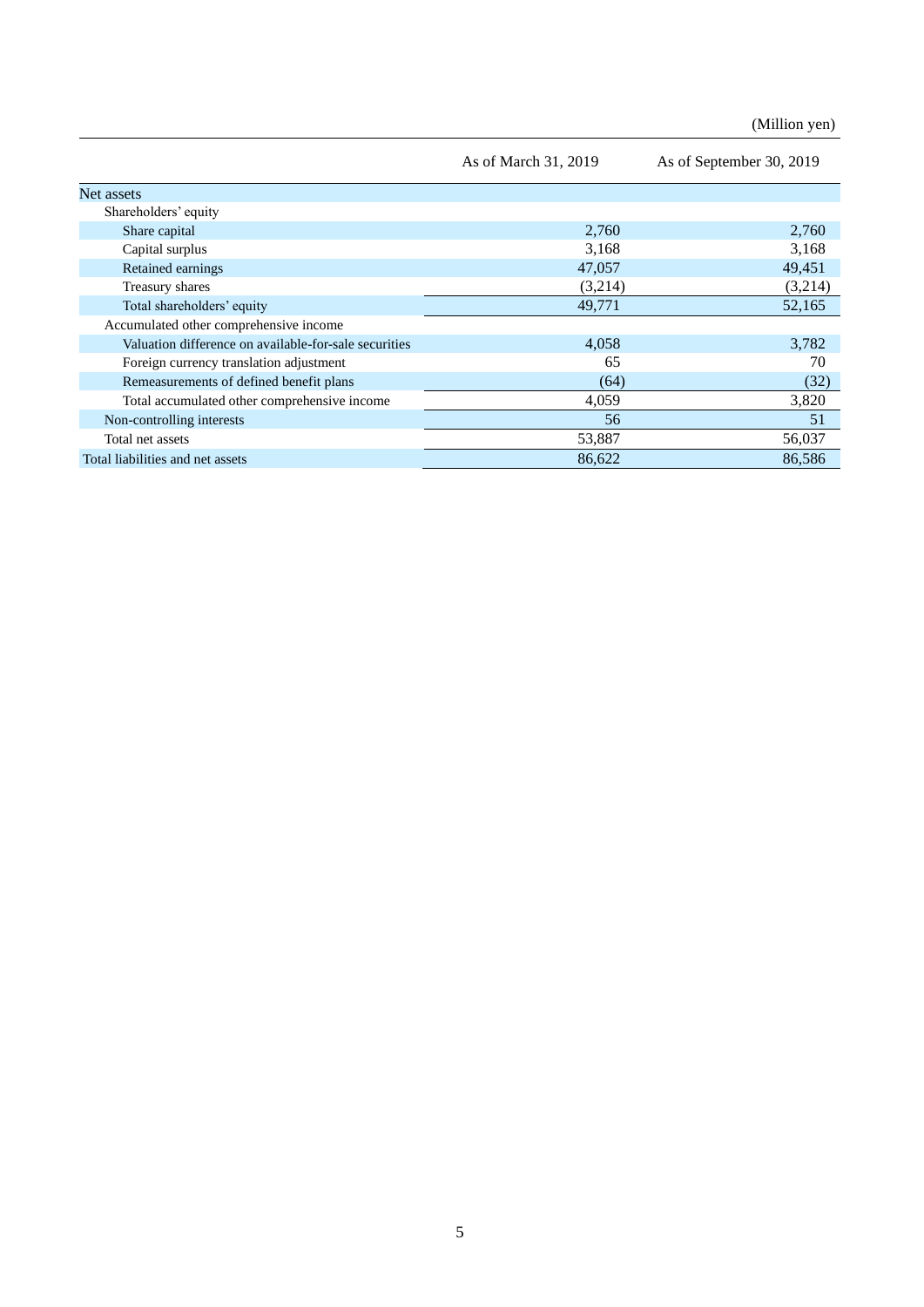(Million yen)

| | As of March 31, 2019 | As of September 30, 2019 |
|---|---|---|
| Net assets | | |
| Shareholders' equity | | |
| Share capital | 2,760 | 2,760 |
| Capital surplus | 3,168 | 3,168 |
| Retained earnings | 47,057 | 49,451 |
| Treasury shares | (3,214) | (3,214) |
| Total shareholders' equity | 49,771 | 52,165 |
| Accumulated other comprehensive income | | |
| Valuation difference on available-for-sale securities | 4,058 | 3,782 |
| Foreign currency translation adjustment | 65 | 70 |
| Remeasurements of defined benefit plans | (64) | (32) |
| Total accumulated other comprehensive income | 4,059 | 3,820 |
| Non-controlling interests | 56 | 51 |
| Total net assets | 53,887 | 56,037 |
| Total liabilities and net assets | 86,622 | 86,586 |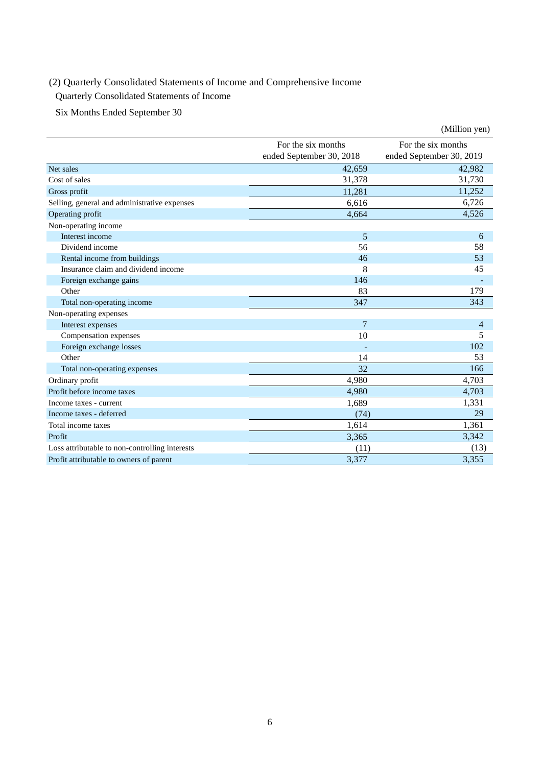(2) Quarterly Consolidated Statements of Income and Comprehensive Income

Quarterly Consolidated Statements of Income

Six Months Ended September 30

(Million yen)

| | For the six months ended September 30, 2018 | For the six months ended September 30, 2019 |
|---|---|---|
| Net sales | 42,659 | 42,982 |
| Cost of sales | 31,378 | 31,730 |
| Gross profit | 11,281 | 11,252 |
| Selling, general and administrative expenses | 6,616 | 6,726 |
| Operating profit | 4,664 | 4,526 |
| Non-operating income | | |
| Interest income | 5 | 6 |
| Dividend income | 56 | 58 |
| Rental income from buildings | 46 | 53 |
| Insurance claim and dividend income | 8 | 45 |
| Foreign exchange gains | 146 | - |
| Other | 83 | 179 |
| Total non-operating income | 347 | 343 |
| Non-operating expenses | | |
| Interest expenses | 7 | 4 |
| Compensation expenses | 10 | 5 |
| Foreign exchange losses | - | 102 |
| Other | 14 | 53 |
| Total non-operating expenses | 32 | 166 |
| Ordinary profit | 4,980 | 4,703 |
| Profit before income taxes | 4,980 | 4,703 |
| Income taxes - current | 1,689 | 1,331 |
| Income taxes - deferred | (74) | 29 |
| Total income taxes | 1,614 | 1,361 |
| Profit | 3,365 | 3,342 |
| Loss attributable to non-controlling interests | (11) | (13) |
| Profit attributable to owners of parent | 3,377 | 3,355 |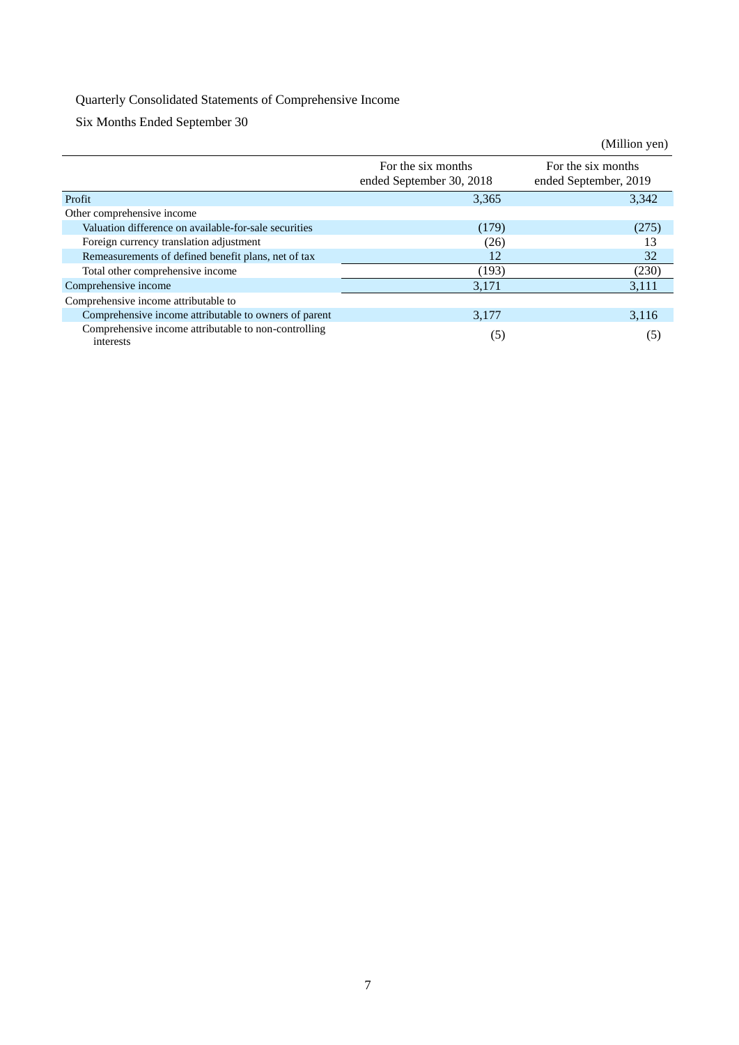Quarterly Consolidated Statements of Comprehensive Income

Six Months Ended September 30

(Million yen)

| | For the six months ended September 30, 2018 | For the six months ended September, 2019 |
|---|---|---|
| Profit | 3,365 | 3,342 |
| Other comprehensive income | | |
| Valuation difference on available-for-sale securities | (179) | (275) |
| Foreign currency translation adjustment | (26) | 13 |
| Remeasurements of defined benefit plans, net of tax | 12 | 32 |
| Total other comprehensive income | (193) | (230) |
| Comprehensive income | 3,171 | 3,111 |
| Comprehensive income attributable to | | |
| Comprehensive income attributable to owners of parent | 3,177 | 3,116 |
| Comprehensive income attributable to non-controlling interests | (5) | (5) |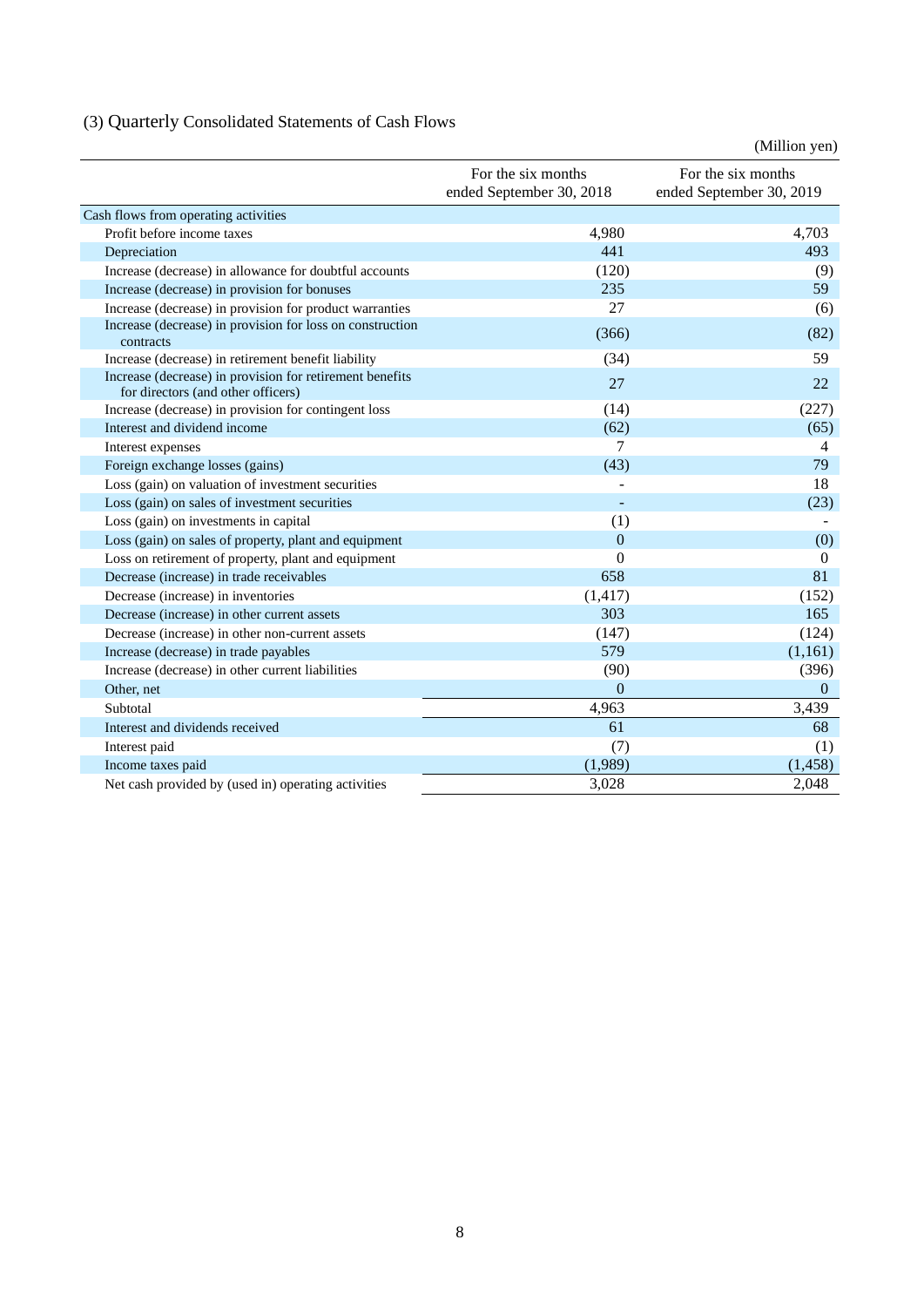## (3) Quarterly Consolidated Statements of Cash Flows

(Million yen)

| | For the six months ended September 30, 2018 | For the six months ended September 30, 2019 |
|---|---|---|
| Cash flows from operating activities | | |
| Profit before income taxes | 4,980 | 4,703 |
| Depreciation | 441 | 493 |
| Increase (decrease) in allowance for doubtful accounts | (120) | (9) |
| Increase (decrease) in provision for bonuses | 235 | 59 |
| Increase (decrease) in provision for product warranties | 27 | (6) |
| Increase (decrease) in provision for loss on construction contracts | (366) | (82) |
| Increase (decrease) in retirement benefit liability | (34) | 59 |
| Increase (decrease) in provision for retirement benefits for directors (and other officers) | 27 | 22 |
| Increase (decrease) in provision for contingent loss | (14) | (227) |
| Interest and dividend income | (62) | (65) |
| Interest expenses | 7 | 4 |
| Foreign exchange losses (gains) | (43) | 79 |
| Loss (gain) on valuation of investment securities | - | 18 |
| Loss (gain) on sales of investment securities | - | (23) |
| Loss (gain) on investments in capital | (1) | - |
| Loss (gain) on sales of property, plant and equipment | 0 | (0) |
| Loss on retirement of property, plant and equipment | 0 | 0 |
| Decrease (increase) in trade receivables | 658 | 81 |
| Decrease (increase) in inventories | (1,417) | (152) |
| Decrease (increase) in other current assets | 303 | 165 |
| Decrease (increase) in other non-current assets | (147) | (124) |
| Increase (decrease) in trade payables | 579 | (1,161) |
| Increase (decrease) in other current liabilities | (90) | (396) |
| Other, net | 0 | 0 |
| Subtotal | 4,963 | 3,439 |
| Interest and dividends received | 61 | 68 |
| Interest paid | (7) | (1) |
| Income taxes paid | (1,989) | (1,458) |
| Net cash provided by (used in) operating activities | 3,028 | 2,048 |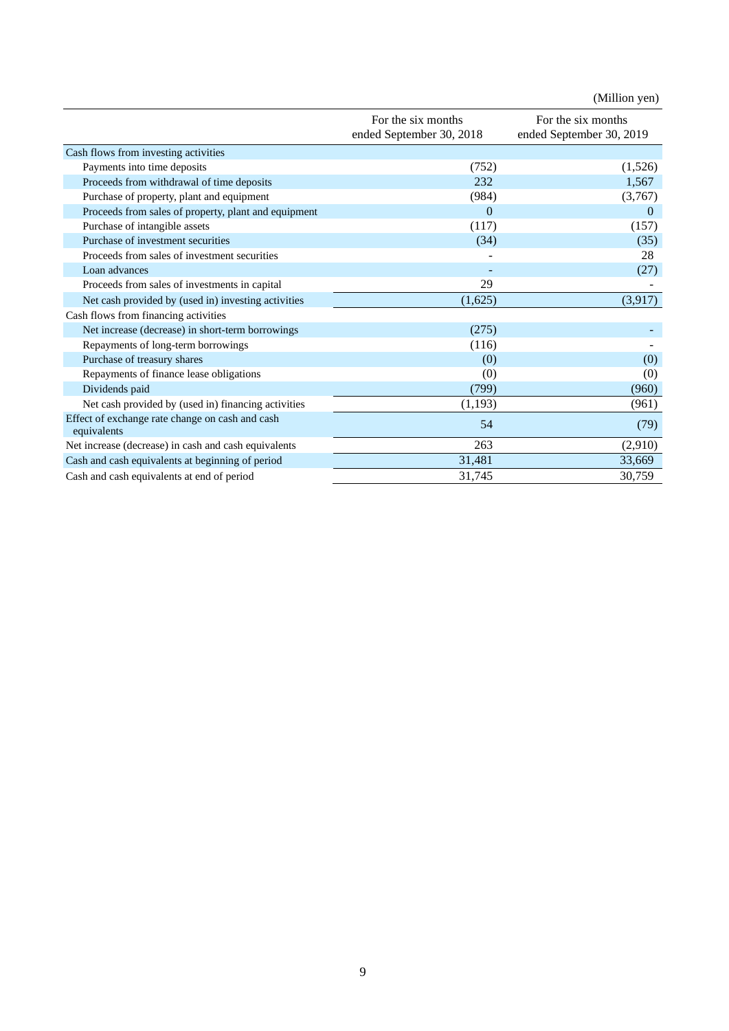(Million yen)

| | For the six months ended September 30, 2018 | For the six months ended September 30, 2019 |
|---|---|---|
| Cash flows from investing activities | | |
| Payments into time deposits | (752) | (1,526) |
| Proceeds from withdrawal of time deposits | 232 | 1,567 |
| Purchase of property, plant and equipment | (984) | (3,767) |
| Proceeds from sales of property, plant and equipment | 0 | 0 |
| Purchase of intangible assets | (117) | (157) |
| Purchase of investment securities | (34) | (35) |
| Proceeds from sales of investment securities | - | 28 |
| Loan advances | - | (27) |
| Proceeds from sales of investments in capital | 29 | - |
| Net cash provided by (used in) investing activities | (1,625) | (3,917) |
| Cash flows from financing activities | | |
| Net increase (decrease) in short-term borrowings | (275) | - |
| Repayments of long-term borrowings | (116) | - |
| Purchase of treasury shares | (0) | (0) |
| Repayments of finance lease obligations | (0) | (0) |
| Dividends paid | (799) | (960) |
| Net cash provided by (used in) financing activities | (1,193) | (961) |
| Effect of exchange rate change on cash and cash equivalents | 54 | (79) |
| Net increase (decrease) in cash and cash equivalents | 263 | (2,910) |
| Cash and cash equivalents at beginning of period | 31,481 | 33,669 |
| Cash and cash equivalents at end of period | 31,745 | 30,759 |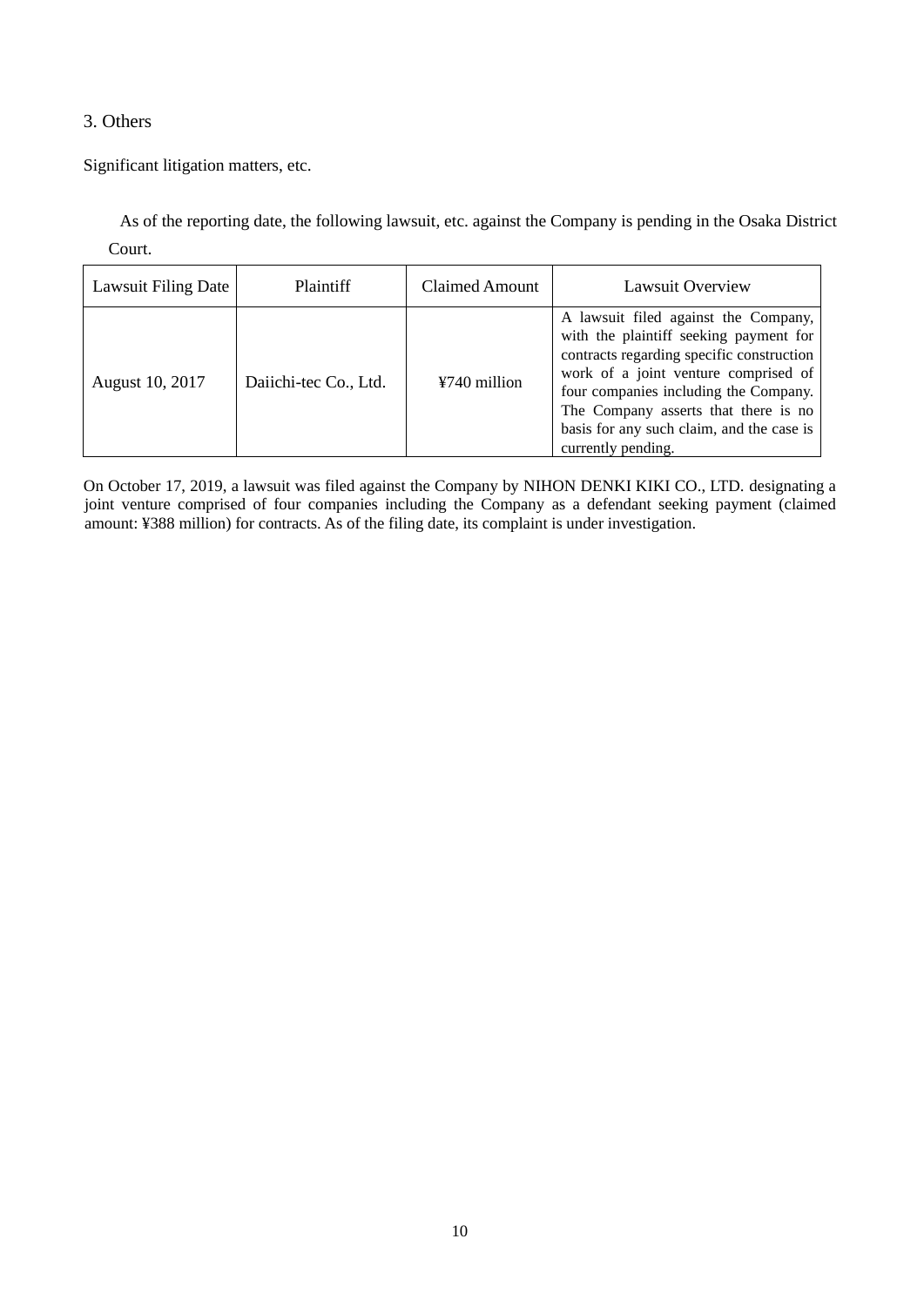## 3. Others

Significant litigation matters, etc.

As of the reporting date, the following lawsuit, etc. against the Company is pending in the Osaka District Court.

| Lawsuit Filing Date | Plaintiff | Claimed Amount | Lawsuit Overview |
|---|---|---|---|
| August 10, 2017 | Daiichi-tec Co., Ltd. | ¥740 million | A lawsuit filed against the Company, with the plaintiff seeking payment for contracts regarding specific construction work of a joint venture comprised of four companies including the Company. The Company asserts that there is no basis for any such claim, and the case is currently pending. |

On October 17, 2019, a lawsuit was filed against the Company by NIHON DENKI KIKI CO., LTD. designating a joint venture comprised of four companies including the Company as a defendant seeking payment (claimed amount: ¥388 million) for contracts. As of the filing date, its complaint is under investigation.